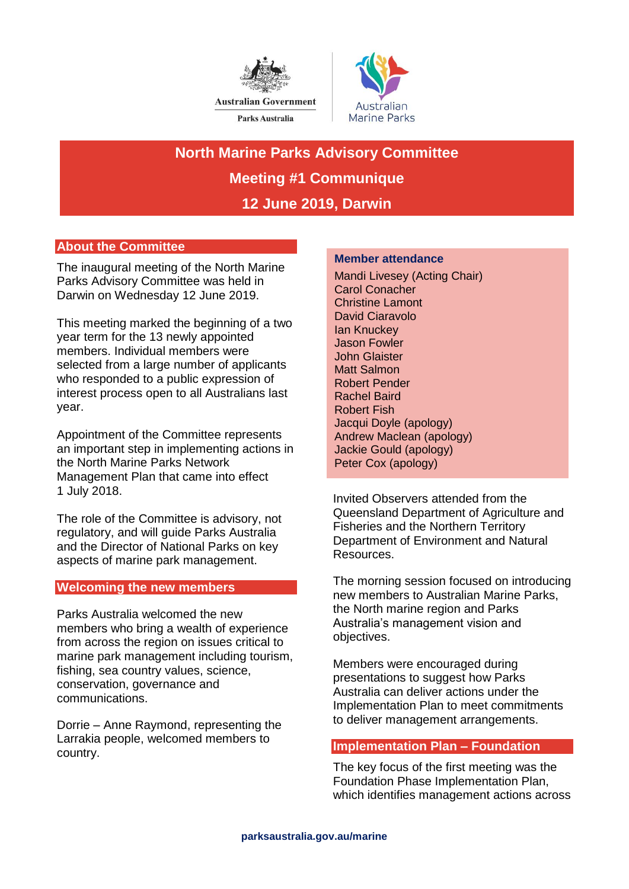Australian Government
Parks Australia

Australian Marine Parks

# North Marine Parks Advisory Committee
# Meeting #1 Communique
# 12 June 2019, Darwin

## About the Committee

The inaugural meeting of the North Marine Parks Advisory Committee was held in Darwin on Wednesday 12 June 2019.

This meeting marked the beginning of a two year term for the 13 newly appointed members. Individual members were selected from a large number of applicants who responded to a public expression of interest process open to all Australians last year.

Appointment of the Committee represents an important step in implementing actions in the North Marine Parks Network Management Plan that came into effect 1 July 2018.

The role of the Committee is advisory, not regulatory, and will guide Parks Australia and the Director of National Parks on key aspects of marine park management.

## Welcoming the new members

Parks Australia welcomed the new members who bring a wealth of experience from across the region on issues critical to marine park management including tourism, fishing, sea country values, science, conservation, governance and communications.

Dorrie – Anne Raymond, representing the Larrakia people, welcomed members to country.

### Member attendance

Mandi Livesey (Acting Chair)
Carol Conacher
Christine Lamont
David Ciaravolo
Ian Knuckey
Jason Fowler
John Glaister
Matt Salmon
Robert Pender
Rachel Baird
Robert Fish
Jacqui Doyle (apology)
Andrew Maclean (apology)
Jackie Gould (apology)
Peter Cox (apology)

Invited Observers attended from the Queensland Department of Agriculture and Fisheries and the Northern Territory Department of Environment and Natural Resources.

The morning session focused on introducing new members to Australian Marine Parks, the North marine region and Parks Australia's management vision and objectives.

Members were encouraged during presentations to suggest how Parks Australia can deliver actions under the Implementation Plan to meet commitments to deliver management arrangements.

## Implementation Plan – Foundation

The key focus of the first meeting was the Foundation Phase Implementation Plan, which identifies management actions across

parksaustralia.gov.au/marine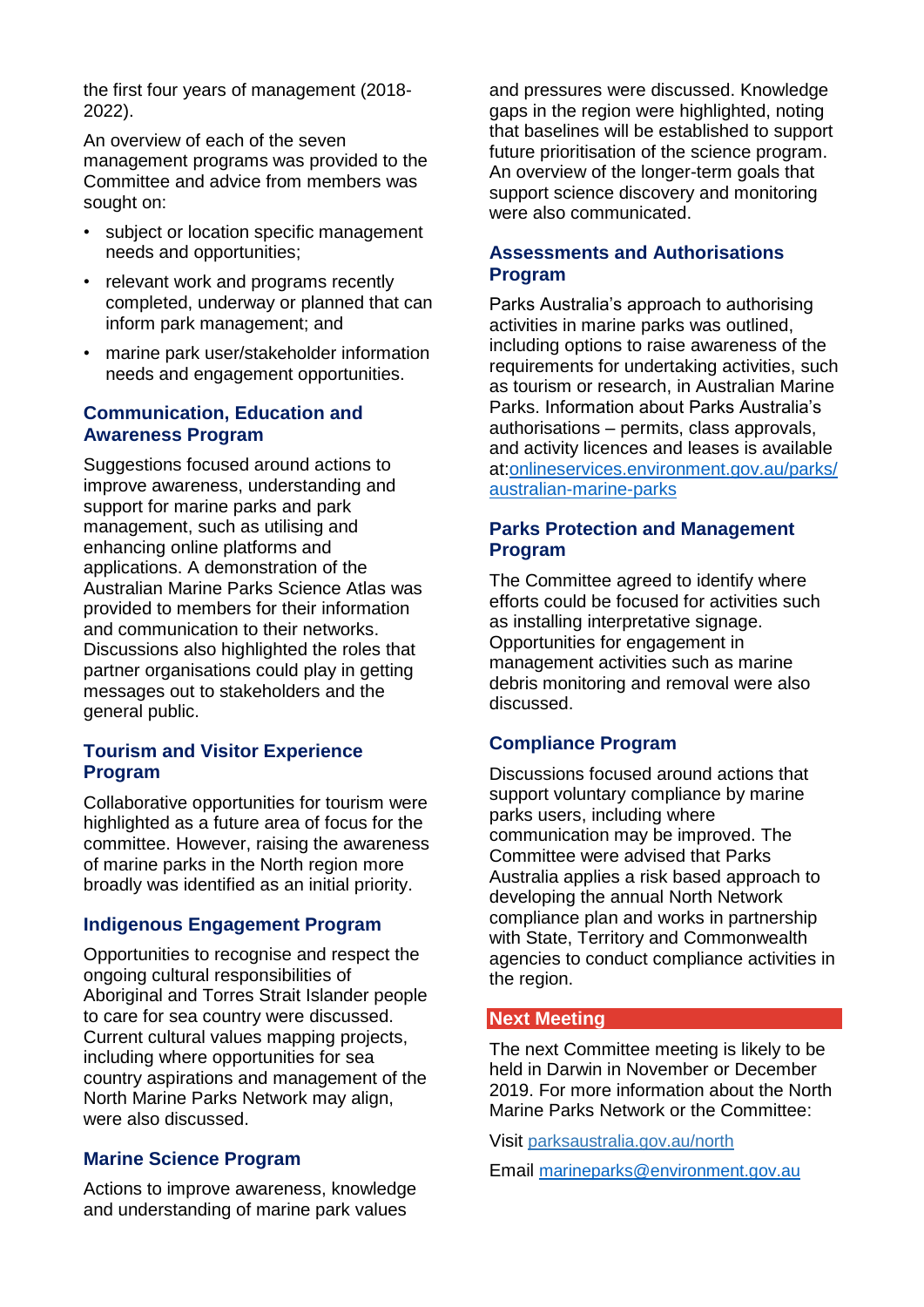the first four years of management (2018-2022).

An overview of each of the seven management programs was provided to the Committee and advice from members was sought on:

- subject or location specific management needs and opportunities;
- relevant work and programs recently completed, underway or planned that can inform park management; and
- marine park user/stakeholder information needs and engagement opportunities.

### Communication, Education and Awareness Program

Suggestions focused around actions to improve awareness, understanding and support for marine parks and park management, such as utilising and enhancing online platforms and applications. A demonstration of the Australian Marine Parks Science Atlas was provided to members for their information and communication to their networks. Discussions also highlighted the roles that partner organisations could play in getting messages out to stakeholders and the general public.

### Tourism and Visitor Experience Program

Collaborative opportunities for tourism were highlighted as a future area of focus for the committee. However, raising the awareness of marine parks in the North region more broadly was identified as an initial priority.

### Indigenous Engagement Program

Opportunities to recognise and respect the ongoing cultural responsibilities of Aboriginal and Torres Strait Islander people to care for sea country were discussed. Current cultural values mapping projects, including where opportunities for sea country aspirations and management of the North Marine Parks Network may align, were also discussed.

### Marine Science Program

Actions to improve awareness, knowledge and understanding of marine park values and pressures were discussed. Knowledge gaps in the region were highlighted, noting that baselines will be established to support future prioritisation of the science program. An overview of the longer-term goals that support science discovery and monitoring were also communicated.

### Assessments and Authorisations Program

Parks Australia's approach to authorising activities in marine parks was outlined, including options to raise awareness of the requirements for undertaking activities, such as tourism or research, in Australian Marine Parks. Information about Parks Australia's authorisations – permits, class approvals, and activity licences and leases is available at:onlineservices.environment.gov.au/parks/australian-marine-parks

### Parks Protection and Management Program

The Committee agreed to identify where efforts could be focused for activities such as installing interpretative signage. Opportunities for engagement in management activities such as marine debris monitoring and removal were also discussed.

### Compliance Program

Discussions focused around actions that support voluntary compliance by marine parks users, including where communication may be improved. The Committee were advised that Parks Australia applies a risk based approach to developing the annual North Network compliance plan and works in partnership with State, Territory and Commonwealth agencies to conduct compliance activities in the region.

## Next Meeting

The next Committee meeting is likely to be held in Darwin in November or December 2019. For more information about the North Marine Parks Network or the Committee:

Visit parksaustralia.gov.au/north

Email marineparks@environment.gov.au